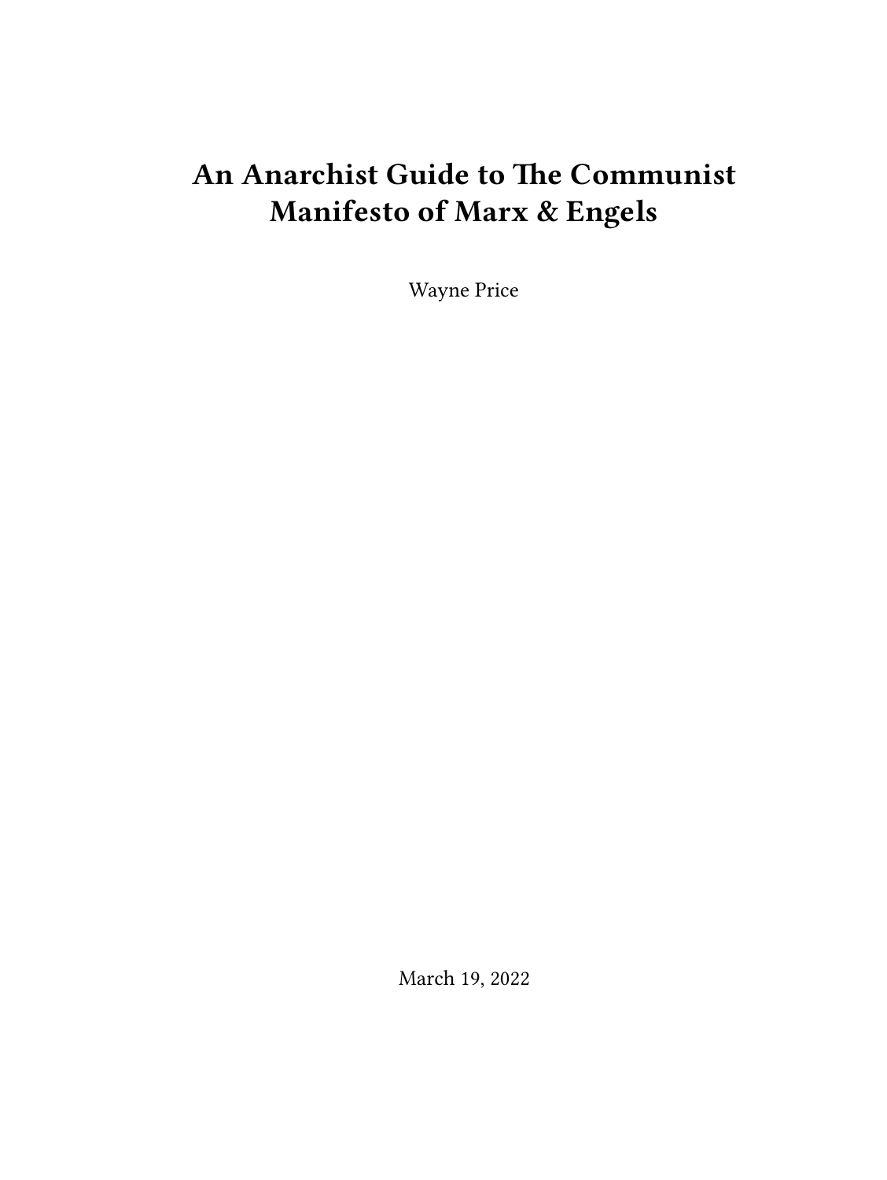# An Anarchist Guide to The Communist Manifesto of Marx & Engels

Wayne Price

March 19, 2022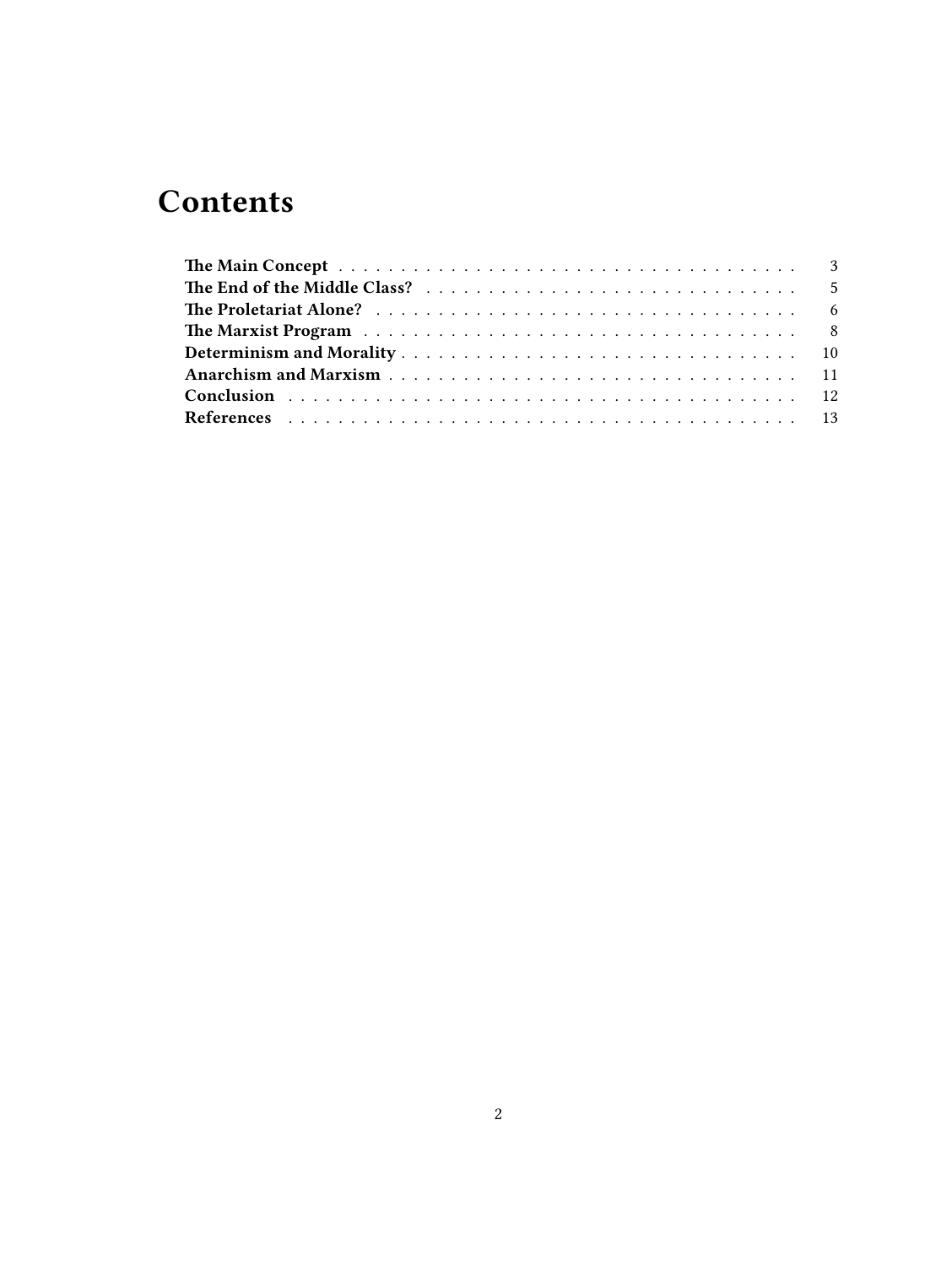# Contents

- The Main Concept ... 3
- The End of the Middle Class? ... 5
- The Proletariat Alone? ... 6
- The Marxist Program ... 8
- Determinism and Morality ... 10
- Anarchism and Marxism ... 11
- Conclusion ... 12
- References ... 13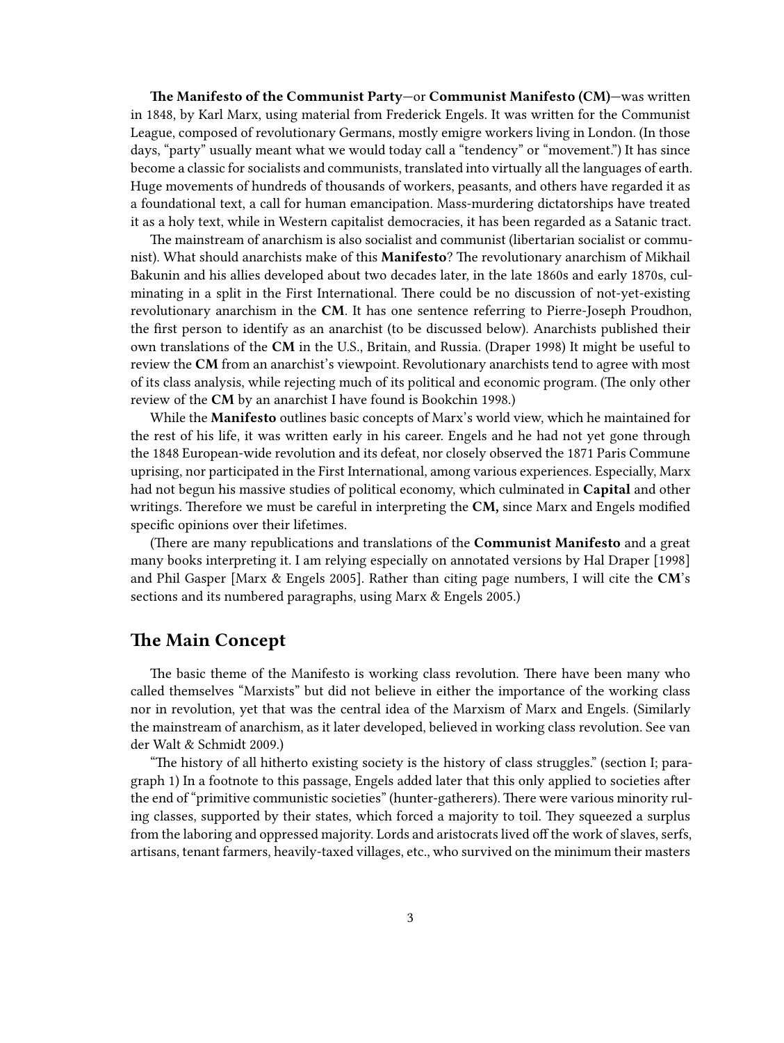**The Manifesto of the Communist Party**—or **Communist Manifesto (CM)**—was written in 1848, by Karl Marx, using material from Frederick Engels. It was written for the Communist League, composed of revolutionary Germans, mostly emigre workers living in London. (In those days, "party" usually meant what we would today call a "tendency" or "movement.") It has since become a classic for socialists and communists, translated into virtually all the languages of earth. Huge movements of hundreds of thousands of workers, peasants, and others have regarded it as a foundational text, a call for human emancipation. Mass-murdering dictatorships have treated it as a holy text, while in Western capitalist democracies, it has been regarded as a Satanic tract.

The mainstream of anarchism is also socialist and communist (libertarian socialist or communist). What should anarchists make of this **Manifesto**? The revolutionary anarchism of Mikhail Bakunin and his allies developed about two decades later, in the late 1860s and early 1870s, culminating in a split in the First International. There could be no discussion of not-yet-existing revolutionary anarchism in the **CM**. It has one sentence referring to Pierre-Joseph Proudhon, the first person to identify as an anarchist (to be discussed below). Anarchists published their own translations of the **CM** in the U.S., Britain, and Russia. (Draper 1998) It might be useful to review the **CM** from an anarchist's viewpoint. Revolutionary anarchists tend to agree with most of its class analysis, while rejecting much of its political and economic program. (The only other review of the **CM** by an anarchist I have found is Bookchin 1998.)

While the **Manifesto** outlines basic concepts of Marx's world view, which he maintained for the rest of his life, it was written early in his career. Engels and he had not yet gone through the 1848 European-wide revolution and its defeat, nor closely observed the 1871 Paris Commune uprising, nor participated in the First International, among various experiences. Especially, Marx had not begun his massive studies of political economy, which culminated in **Capital** and other writings. Therefore we must be careful in interpreting the **CM,** since Marx and Engels modified specific opinions over their lifetimes.

(There are many republications and translations of the **Communist Manifesto** and a great many books interpreting it. I am relying especially on annotated versions by Hal Draper [1998] and Phil Gasper [Marx & Engels 2005]. Rather than citing page numbers, I will cite the **CM**'s sections and its numbered paragraphs, using Marx & Engels 2005.)

## The Main Concept

The basic theme of the Manifesto is working class revolution. There have been many who called themselves "Marxists" but did not believe in either the importance of the working class nor in revolution, yet that was the central idea of the Marxism of Marx and Engels. (Similarly the mainstream of anarchism, as it later developed, believed in working class revolution. See van der Walt & Schmidt 2009.)

"The history of all hitherto existing society is the history of class struggles." (section I; paragraph 1) In a footnote to this passage, Engels added later that this only applied to societies after the end of "primitive communistic societies" (hunter-gatherers). There were various minority ruling classes, supported by their states, which forced a majority to toil. They squeezed a surplus from the laboring and oppressed majority. Lords and aristocrats lived off the work of slaves, serfs, artisans, tenant farmers, heavily-taxed villages, etc., who survived on the minimum their masters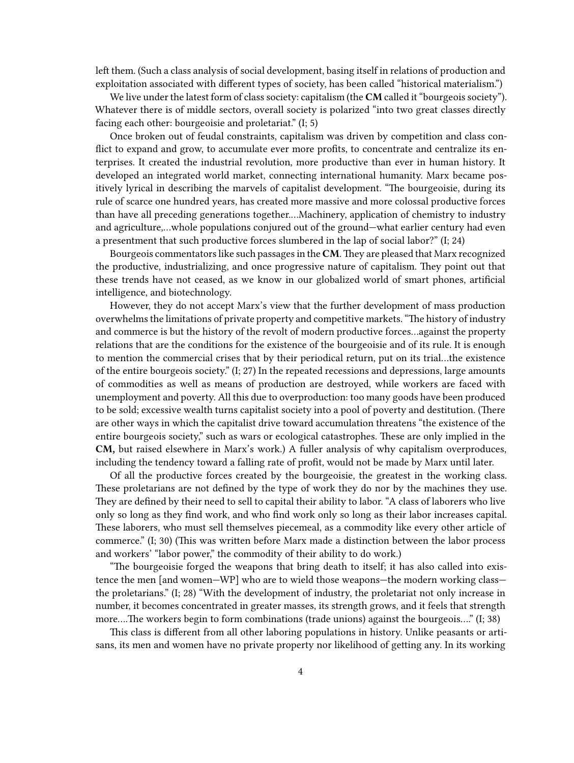left them. (Such a class analysis of social development, basing itself in relations of production and exploitation associated with different types of society, has been called "historical materialism.")

We live under the latest form of class society: capitalism (the **CM** called it "bourgeois society"). Whatever there is of middle sectors, overall society is polarized "into two great classes directly facing each other: bourgeoisie and proletariat." (I; 5)

Once broken out of feudal constraints, capitalism was driven by competition and class conflict to expand and grow, to accumulate ever more profits, to concentrate and centralize its enterprises. It created the industrial revolution, more productive than ever in human history. It developed an integrated world market, connecting international humanity. Marx became positively lyrical in describing the marvels of capitalist development. "The bourgeoisie, during its rule of scarce one hundred years, has created more massive and more colossal productive forces than have all preceding generations together….Machinery, application of chemistry to industry and agriculture,…whole populations conjured out of the ground—what earlier century had even a presentment that such productive forces slumbered in the lap of social labor?" (I; 24)

Bourgeois commentators like such passages in the **CM**. They are pleased that Marx recognized the productive, industrializing, and once progressive nature of capitalism. They point out that these trends have not ceased, as we know in our globalized world of smart phones, artificial intelligence, and biotechnology.

However, they do not accept Marx's view that the further development of mass production overwhelms the limitations of private property and competitive markets. "The history of industry and commerce is but the history of the revolt of modern productive forces…against the property relations that are the conditions for the existence of the bourgeoisie and of its rule. It is enough to mention the commercial crises that by their periodical return, put on its trial…the existence of the entire bourgeois society." (I; 27) In the repeated recessions and depressions, large amounts of commodities as well as means of production are destroyed, while workers are faced with unemployment and poverty. All this due to overproduction: too many goods have been produced to be sold; excessive wealth turns capitalist society into a pool of poverty and destitution. (There are other ways in which the capitalist drive toward accumulation threatens "the existence of the entire bourgeois society," such as wars or ecological catastrophes. These are only implied in the **CM,** but raised elsewhere in Marx's work.) A fuller analysis of why capitalism overproduces, including the tendency toward a falling rate of profit, would not be made by Marx until later.

Of all the productive forces created by the bourgeoisie, the greatest in the working class. These proletarians are not defined by the type of work they do nor by the machines they use. They are defined by their need to sell to capital their ability to labor. "A class of laborers who live only so long as they find work, and who find work only so long as their labor increases capital. These laborers, who must sell themselves piecemeal, as a commodity like every other article of commerce." (I; 30) (This was written before Marx made a distinction between the labor process and workers' "labor power," the commodity of their ability to do work.)

"The bourgeoisie forged the weapons that bring death to itself; it has also called into existence the men [and women—WP] who are to wield those weapons—the modern working class—the proletarians." (I; 28) "With the development of industry, the proletariat not only increase in number, it becomes concentrated in greater masses, its strength grows, and it feels that strength more….The workers begin to form combinations (trade unions) against the bourgeois…." (I; 38)

This class is different from all other laboring populations in history. Unlike peasants or artisans, its men and women have no private property nor likelihood of getting any. In its working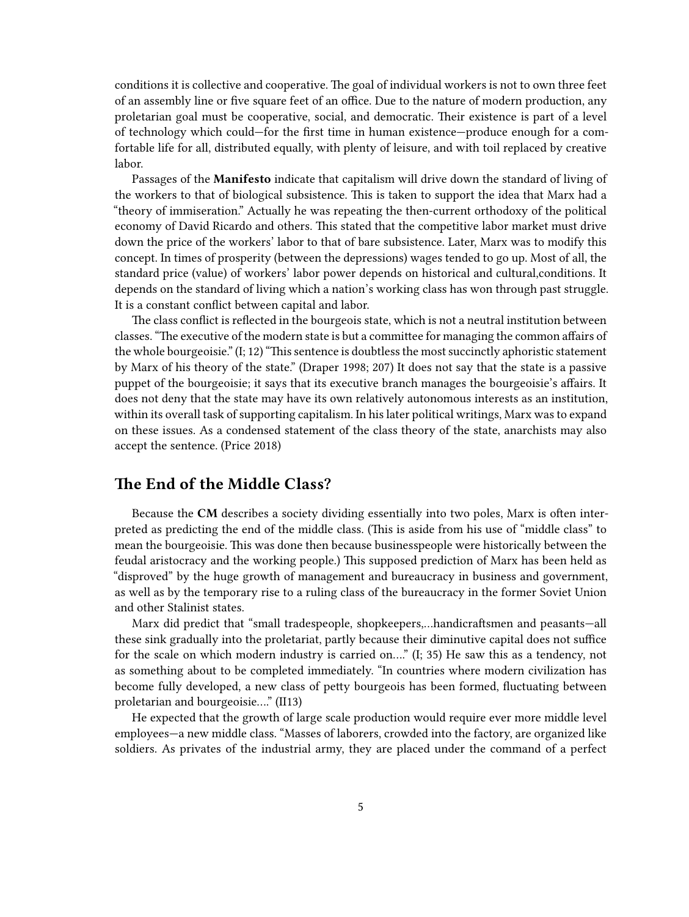conditions it is collective and cooperative. The goal of individual workers is not to own three feet of an assembly line or five square feet of an office. Due to the nature of modern production, any proletarian goal must be cooperative, social, and democratic. Their existence is part of a level of technology which could—for the first time in human existence—produce enough for a comfortable life for all, distributed equally, with plenty of leisure, and with toil replaced by creative labor.

Passages of the **Manifesto** indicate that capitalism will drive down the standard of living of the workers to that of biological subsistence. This is taken to support the idea that Marx had a "theory of immiseration." Actually he was repeating the then-current orthodoxy of the political economy of David Ricardo and others. This stated that the competitive labor market must drive down the price of the workers' labor to that of bare subsistence. Later, Marx was to modify this concept. In times of prosperity (between the depressions) wages tended to go up. Most of all, the standard price (value) of workers' labor power depends on historical and cultural,conditions. It depends on the standard of living which a nation's working class has won through past struggle. It is a constant conflict between capital and labor.

The class conflict is reflected in the bourgeois state, which is not a neutral institution between classes. "The executive of the modern state is but a committee for managing the common affairs of the whole bourgeoisie." (I; 12) "This sentence is doubtless the most succinctly aphoristic statement by Marx of his theory of the state." (Draper 1998; 207) It does not say that the state is a passive puppet of the bourgeoisie; it says that its executive branch manages the bourgeoisie's affairs. It does not deny that the state may have its own relatively autonomous interests as an institution, within its overall task of supporting capitalism. In his later political writings, Marx was to expand on these issues. As a condensed statement of the class theory of the state, anarchists may also accept the sentence. (Price 2018)

## The End of the Middle Class?

Because the **CM** describes a society dividing essentially into two poles, Marx is often interpreted as predicting the end of the middle class. (This is aside from his use of "middle class" to mean the bourgeoisie. This was done then because businesspeople were historically between the feudal aristocracy and the working people.) This supposed prediction of Marx has been held as "disproved" by the huge growth of management and bureaucracy in business and government, as well as by the temporary rise to a ruling class of the bureaucracy in the former Soviet Union and other Stalinist states.

Marx did predict that "small tradespeople, shopkeepers,…handicraftsmen and peasants—all these sink gradually into the proletariat, partly because their diminutive capital does not suffice for the scale on which modern industry is carried on…." (I; 35) He saw this as a tendency, not as something about to be completed immediately. "In countries where modern civilization has become fully developed, a new class of petty bourgeois has been formed, fluctuating between proletarian and bourgeoisie…." (II13)

He expected that the growth of large scale production would require ever more middle level employees—a new middle class. "Masses of laborers, crowded into the factory, are organized like soldiers. As privates of the industrial army, they are placed under the command of a perfect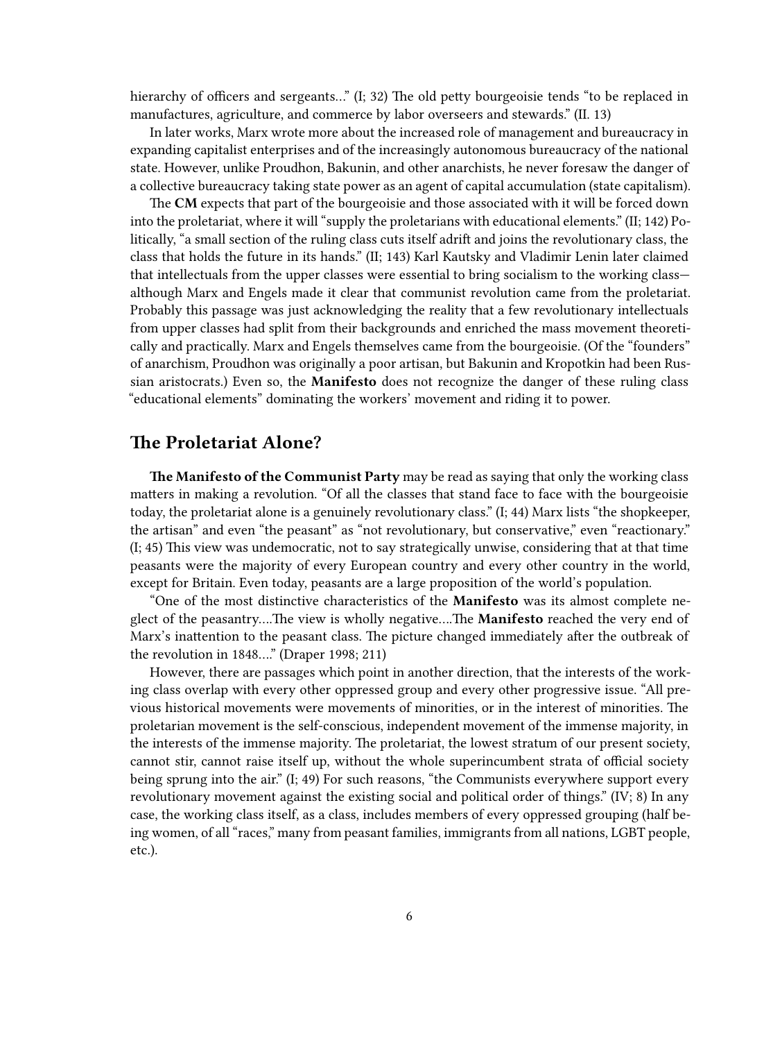hierarchy of officers and sergeants…" (I; 32) The old petty bourgeoisie tends "to be replaced in manufactures, agriculture, and commerce by labor overseers and stewards." (II. 13)

In later works, Marx wrote more about the increased role of management and bureaucracy in expanding capitalist enterprises and of the increasingly autonomous bureaucracy of the national state. However, unlike Proudhon, Bakunin, and other anarchists, he never foresaw the danger of a collective bureaucracy taking state power as an agent of capital accumulation (state capitalism).

The **CM** expects that part of the bourgeoisie and those associated with it will be forced down into the proletariat, where it will "supply the proletarians with educational elements." (II; 142) Politically, "a small section of the ruling class cuts itself adrift and joins the revolutionary class, the class that holds the future in its hands." (II; 143) Karl Kautsky and Vladimir Lenin later claimed that intellectuals from the upper classes were essential to bring socialism to the working class—although Marx and Engels made it clear that communist revolution came from the proletariat. Probably this passage was just acknowledging the reality that a few revolutionary intellectuals from upper classes had split from their backgrounds and enriched the mass movement theoretically and practically. Marx and Engels themselves came from the bourgeoisie. (Of the "founders" of anarchism, Proudhon was originally a poor artisan, but Bakunin and Kropotkin had been Russian aristocrats.) Even so, the **Manifesto** does not recognize the danger of these ruling class "educational elements" dominating the workers' movement and riding it to power.

## The Proletariat Alone?

**The Manifesto of the Communist Party** may be read as saying that only the working class matters in making a revolution. "Of all the classes that stand face to face with the bourgeoisie today, the proletariat alone is a genuinely revolutionary class." (I; 44) Marx lists "the shopkeeper, the artisan" and even "the peasant" as "not revolutionary, but conservative," even "reactionary." (I; 45) This view was undemocratic, not to say strategically unwise, considering that at that time peasants were the majority of every European country and every other country in the world, except for Britain. Even today, peasants are a large proposition of the world's population.

"One of the most distinctive characteristics of the **Manifesto** was its almost complete neglect of the peasantry….The view is wholly negative….The **Manifesto** reached the very end of Marx's inattention to the peasant class. The picture changed immediately after the outbreak of the revolution in 1848…." (Draper 1998; 211)

However, there are passages which point in another direction, that the interests of the working class overlap with every other oppressed group and every other progressive issue. "All previous historical movements were movements of minorities, or in the interest of minorities. The proletarian movement is the self-conscious, independent movement of the immense majority, in the interests of the immense majority. The proletariat, the lowest stratum of our present society, cannot stir, cannot raise itself up, without the whole superincumbent strata of official society being sprung into the air." (I; 49) For such reasons, "the Communists everywhere support every revolutionary movement against the existing social and political order of things." (IV; 8) In any case, the working class itself, as a class, includes members of every oppressed grouping (half being women, of all "races," many from peasant families, immigrants from all nations, LGBT people, etc.).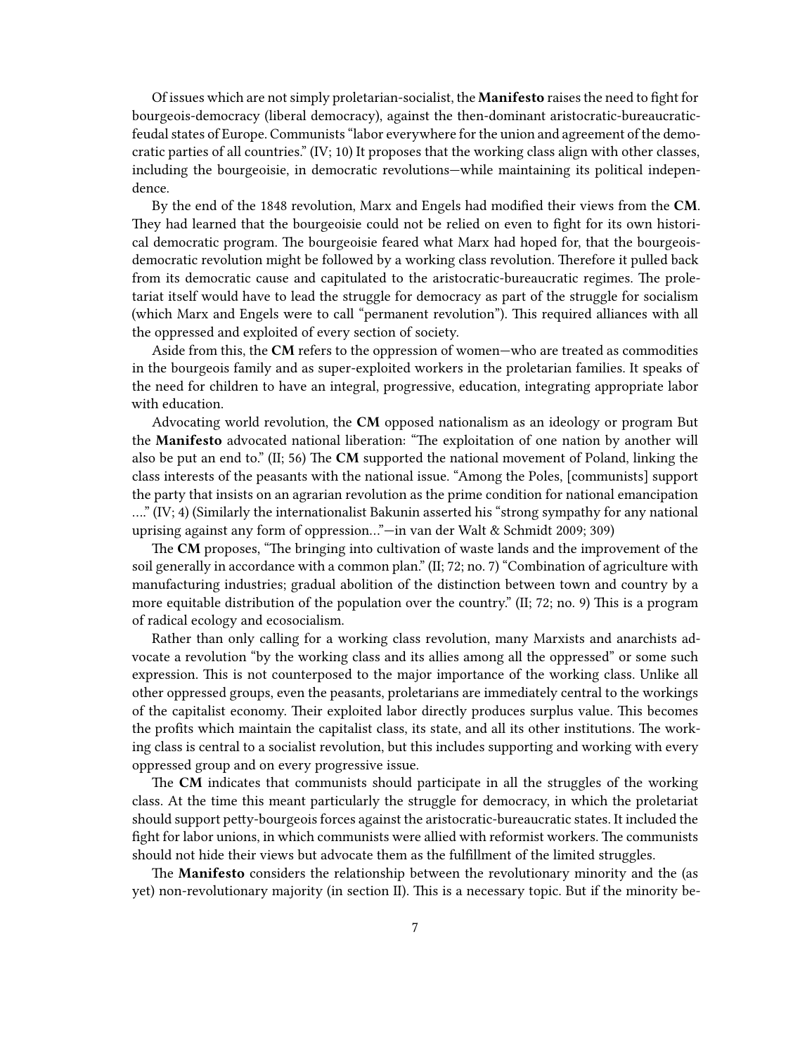Of issues which are not simply proletarian-socialist, the **Manifesto** raises the need to fight for bourgeois-democracy (liberal democracy), against the then-dominant aristocratic-bureaucratic-feudal states of Europe. Communists "labor everywhere for the union and agreement of the democratic parties of all countries." (IV; 10) It proposes that the working class align with other classes, including the bourgeoisie, in democratic revolutions—while maintaining its political independence.

By the end of the 1848 revolution, Marx and Engels had modified their views from the **CM**. They had learned that the bourgeoisie could not be relied on even to fight for its own historical democratic program. The bourgeoisie feared what Marx had hoped for, that the bourgeois-democratic revolution might be followed by a working class revolution. Therefore it pulled back from its democratic cause and capitulated to the aristocratic-bureaucratic regimes. The proletariat itself would have to lead the struggle for democracy as part of the struggle for socialism (which Marx and Engels were to call "permanent revolution"). This required alliances with all the oppressed and exploited of every section of society.

Aside from this, the **CM** refers to the oppression of women—who are treated as commodities in the bourgeois family and as super-exploited workers in the proletarian families. It speaks of the need for children to have an integral, progressive, education, integrating appropriate labor with education.

Advocating world revolution, the **CM** opposed nationalism as an ideology or program But the **Manifesto** advocated national liberation: "The exploitation of one nation by another will also be put an end to." (II; 56) The **CM** supported the national movement of Poland, linking the class interests of the peasants with the national issue. "Among the Poles, [communists] support the party that insists on an agrarian revolution as the prime condition for national emancipation …." (IV; 4) (Similarly the internationalist Bakunin asserted his "strong sympathy for any national uprising against any form of oppression…"—in van der Walt & Schmidt 2009; 309)

The **CM** proposes, "The bringing into cultivation of waste lands and the improvement of the soil generally in accordance with a common plan." (II; 72; no. 7) "Combination of agriculture with manufacturing industries; gradual abolition of the distinction between town and country by a more equitable distribution of the population over the country." (II; 72; no. 9) This is a program of radical ecology and ecosocialism.

Rather than only calling for a working class revolution, many Marxists and anarchists advocate a revolution "by the working class and its allies among all the oppressed" or some such expression. This is not counterposed to the major importance of the working class. Unlike all other oppressed groups, even the peasants, proletarians are immediately central to the workings of the capitalist economy. Their exploited labor directly produces surplus value. This becomes the profits which maintain the capitalist class, its state, and all its other institutions. The working class is central to a socialist revolution, but this includes supporting and working with every oppressed group and on every progressive issue.

The **CM** indicates that communists should participate in all the struggles of the working class. At the time this meant particularly the struggle for democracy, in which the proletariat should support petty-bourgeois forces against the aristocratic-bureaucratic states. It included the fight for labor unions, in which communists were allied with reformist workers. The communists should not hide their views but advocate them as the fulfillment of the limited struggles.

The **Manifesto** considers the relationship between the revolutionary minority and the (as yet) non-revolutionary majority (in section II). This is a necessary topic. But if the minority be-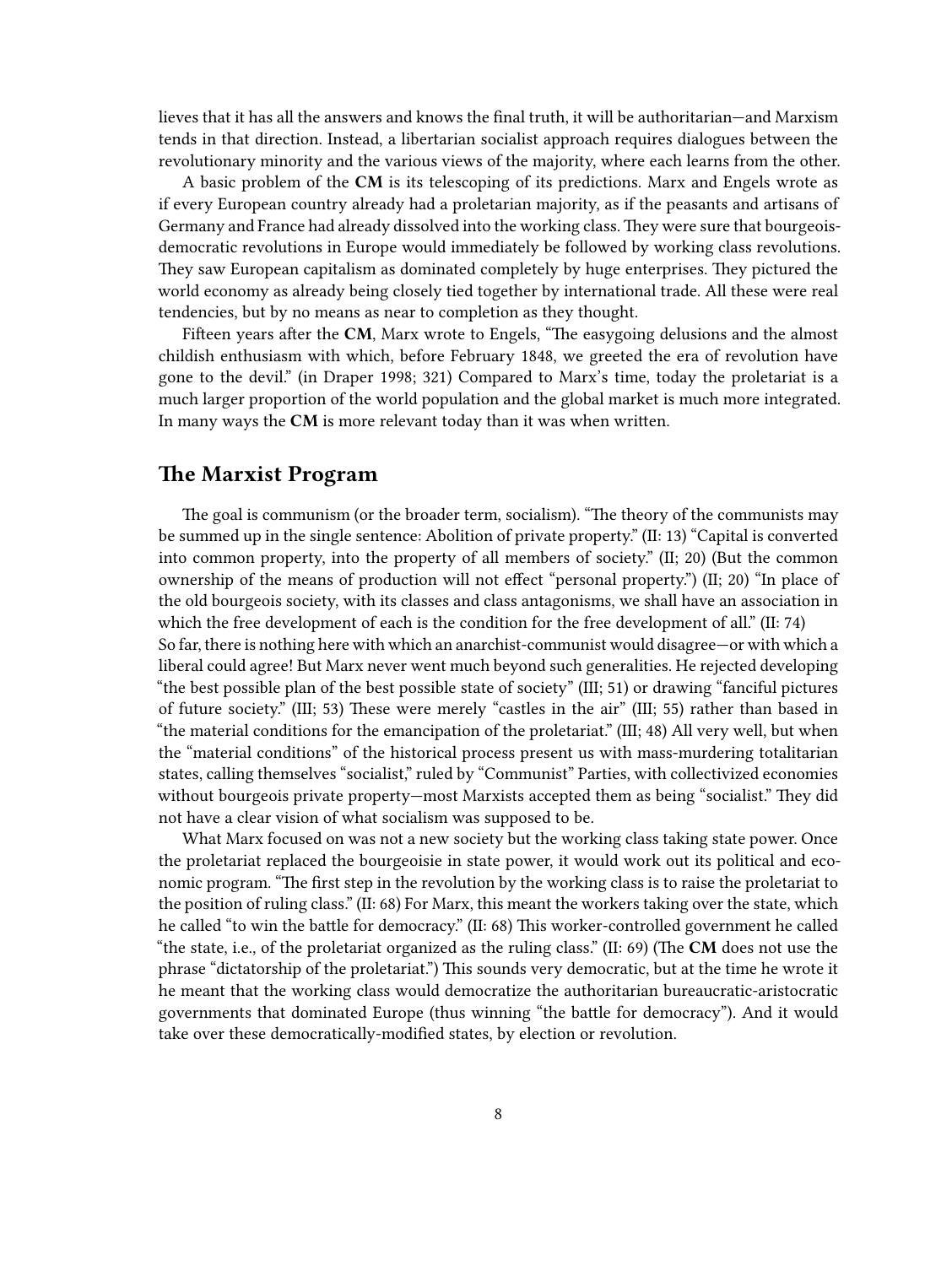lieves that it has all the answers and knows the final truth, it will be authoritarian—and Marxism tends in that direction. Instead, a libertarian socialist approach requires dialogues between the revolutionary minority and the various views of the majority, where each learns from the other.

A basic problem of the **CM** is its telescoping of its predictions. Marx and Engels wrote as if every European country already had a proletarian majority, as if the peasants and artisans of Germany and France had already dissolved into the working class. They were sure that bourgeois-democratic revolutions in Europe would immediately be followed by working class revolutions. They saw European capitalism as dominated completely by huge enterprises. They pictured the world economy as already being closely tied together by international trade. All these were real tendencies, but by no means as near to completion as they thought.

Fifteen years after the **CM**, Marx wrote to Engels, "The easygoing delusions and the almost childish enthusiasm with which, before February 1848, we greeted the era of revolution have gone to the devil." (in Draper 1998; 321) Compared to Marx's time, today the proletariat is a much larger proportion of the world population and the global market is much more integrated. In many ways the **CM** is more relevant today than it was when written.

## The Marxist Program

The goal is communism (or the broader term, socialism). "The theory of the communists may be summed up in the single sentence: Abolition of private property." (II: 13) "Capital is converted into common property, into the property of all members of society." (II; 20) (But the common ownership of the means of production will not effect "personal property.") (II; 20) "In place of the old bourgeois society, with its classes and class antagonisms, we shall have an association in which the free development of each is the condition for the free development of all." (II: 74)
So far, there is nothing here with which an anarchist-communist would disagree—or with which a liberal could agree! But Marx never went much beyond such generalities. He rejected developing "the best possible plan of the best possible state of society" (III; 51) or drawing "fanciful pictures of future society." (III; 53) These were merely "castles in the air" (III; 55) rather than based in "the material conditions for the emancipation of the proletariat." (III; 48) All very well, but when the "material conditions" of the historical process present us with mass-murdering totalitarian states, calling themselves "socialist," ruled by "Communist" Parties, with collectivized economies without bourgeois private property—most Marxists accepted them as being "socialist." They did not have a clear vision of what socialism was supposed to be.

What Marx focused on was not a new society but the working class taking state power. Once the proletariat replaced the bourgeoisie in state power, it would work out its political and economic program. "The first step in the revolution by the working class is to raise the proletariat to the position of ruling class." (II: 68) For Marx, this meant the workers taking over the state, which he called "to win the battle for democracy." (II: 68) This worker-controlled government he called "the state, i.e., of the proletariat organized as the ruling class." (II: 69) (The **CM** does not use the phrase "dictatorship of the proletariat.") This sounds very democratic, but at the time he wrote it he meant that the working class would democratize the authoritarian bureaucratic-aristocratic governments that dominated Europe (thus winning "the battle for democracy"). And it would take over these democratically-modified states, by election or revolution.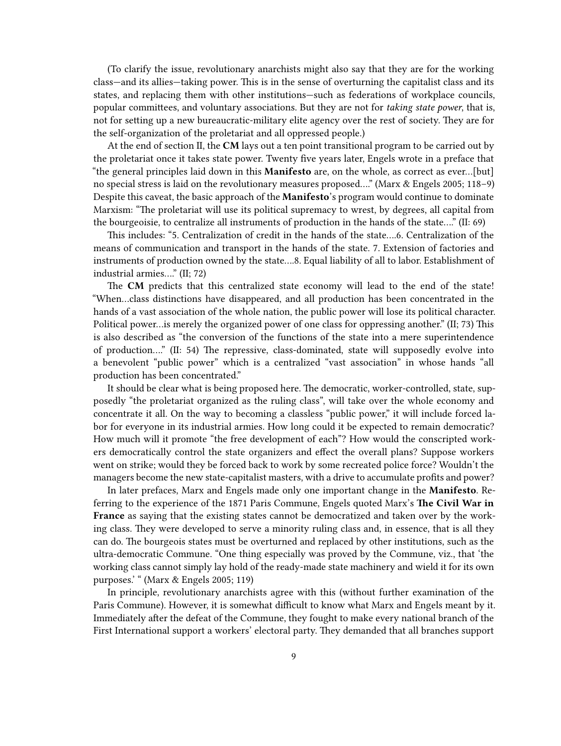(To clarify the issue, revolutionary anarchists might also say that they are for the working class—and its allies—taking power. This is in the sense of overturning the capitalist class and its states, and replacing them with other institutions—such as federations of workplace councils, popular committees, and voluntary associations. But they are not for *taking state power*, that is, not for setting up a new bureaucratic-military elite agency over the rest of society. They are for the self-organization of the proletariat and all oppressed people.)

At the end of section II, the **CM** lays out a ten point transitional program to be carried out by the proletariat once it takes state power. Twenty five years later, Engels wrote in a preface that "the general principles laid down in this **Manifesto** are, on the whole, as correct as ever…[but] no special stress is laid on the revolutionary measures proposed…." (Marx & Engels 2005; 118–9) Despite this caveat, the basic approach of the **Manifesto**'s program would continue to dominate Marxism: "The proletariat will use its political supremacy to wrest, by degrees, all capital from the bourgeoisie, to centralize all instruments of production in the hands of the state…." (II: 69)

This includes: "5. Centralization of credit in the hands of the state….6. Centralization of the means of communication and transport in the hands of the state. 7. Extension of factories and instruments of production owned by the state….8. Equal liability of all to labor. Establishment of industrial armies…." (II; 72)

The **CM** predicts that this centralized state economy will lead to the end of the state! "When…class distinctions have disappeared, and all production has been concentrated in the hands of a vast association of the whole nation, the public power will lose its political character. Political power…is merely the organized power of one class for oppressing another." (II; 73) This is also described as "the conversion of the functions of the state into a mere superintendence of production…." (II: 54) The repressive, class-dominated, state will supposedly evolve into a benevolent "public power" which is a centralized "vast association" in whose hands "all production has been concentrated."

It should be clear what is being proposed here. The democratic, worker-controlled, state, supposedly "the proletariat organized as the ruling class", will take over the whole economy and concentrate it all. On the way to becoming a classless "public power," it will include forced labor for everyone in its industrial armies. How long could it be expected to remain democratic? How much will it promote "the free development of each"? How would the conscripted workers democratically control the state organizers and effect the overall plans? Suppose workers went on strike; would they be forced back to work by some recreated police force? Wouldn't the managers become the new state-capitalist masters, with a drive to accumulate profits and power?

In later prefaces, Marx and Engels made only one important change in the **Manifesto**. Referring to the experience of the 1871 Paris Commune, Engels quoted Marx's **The Civil War in France** as saying that the existing states cannot be democratized and taken over by the working class. They were developed to serve a minority ruling class and, in essence, that is all they can do. The bourgeois states must be overturned and replaced by other institutions, such as the ultra-democratic Commune. "One thing especially was proved by the Commune, viz., that 'the working class cannot simply lay hold of the ready-made state machinery and wield it for its own purposes.' " (Marx & Engels 2005; 119)

In principle, revolutionary anarchists agree with this (without further examination of the Paris Commune). However, it is somewhat difficult to know what Marx and Engels meant by it. Immediately after the defeat of the Commune, they fought to make every national branch of the First International support a workers' electoral party. They demanded that all branches support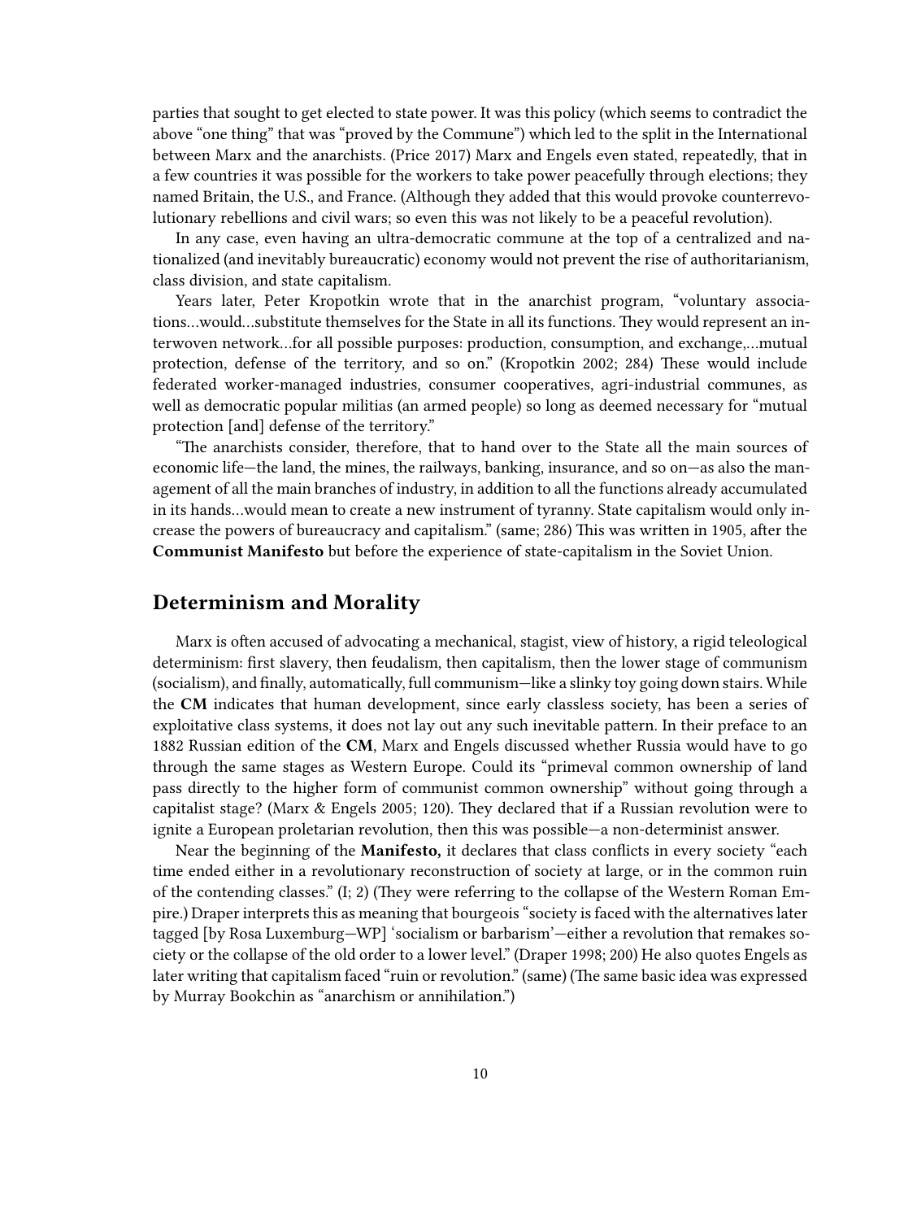parties that sought to get elected to state power. It was this policy (which seems to contradict the above "one thing" that was "proved by the Commune") which led to the split in the International between Marx and the anarchists. (Price 2017) Marx and Engels even stated, repeatedly, that in a few countries it was possible for the workers to take power peacefully through elections; they named Britain, the U.S., and France. (Although they added that this would provoke counterrevolutionary rebellions and civil wars; so even this was not likely to be a peaceful revolution).

In any case, even having an ultra-democratic commune at the top of a centralized and nationalized (and inevitably bureaucratic) economy would not prevent the rise of authoritarianism, class division, and state capitalism.

Years later, Peter Kropotkin wrote that in the anarchist program, "voluntary associations…would…substitute themselves for the State in all its functions. They would represent an interwoven network…for all possible purposes: production, consumption, and exchange,…mutual protection, defense of the territory, and so on." (Kropotkin 2002; 284) These would include federated worker-managed industries, consumer cooperatives, agri-industrial communes, as well as democratic popular militias (an armed people) so long as deemed necessary for "mutual protection [and] defense of the territory."

"The anarchists consider, therefore, that to hand over to the State all the main sources of economic life—the land, the mines, the railways, banking, insurance, and so on—as also the management of all the main branches of industry, in addition to all the functions already accumulated in its hands…would mean to create a new instrument of tyranny. State capitalism would only increase the powers of bureaucracy and capitalism." (same; 286) This was written in 1905, after the **Communist Manifesto** but before the experience of state-capitalism in the Soviet Union.

## Determinism and Morality

Marx is often accused of advocating a mechanical, stagist, view of history, a rigid teleological determinism: first slavery, then feudalism, then capitalism, then the lower stage of communism (socialism), and finally, automatically, full communism—like a slinky toy going down stairs. While the **CM** indicates that human development, since early classless society, has been a series of exploitative class systems, it does not lay out any such inevitable pattern. In their preface to an 1882 Russian edition of the **CM**, Marx and Engels discussed whether Russia would have to go through the same stages as Western Europe. Could its "primeval common ownership of land pass directly to the higher form of communist common ownership" without going through a capitalist stage? (Marx & Engels 2005; 120). They declared that if a Russian revolution were to ignite a European proletarian revolution, then this was possible—a non-determinist answer.

Near the beginning of the **Manifesto,** it declares that class conflicts in every society "each time ended either in a revolutionary reconstruction of society at large, or in the common ruin of the contending classes." (I; 2) (They were referring to the collapse of the Western Roman Empire.) Draper interprets this as meaning that bourgeois "society is faced with the alternatives later tagged [by Rosa Luxemburg—WP] 'socialism or barbarism'—either a revolution that remakes society or the collapse of the old order to a lower level." (Draper 1998; 200) He also quotes Engels as later writing that capitalism faced "ruin or revolution." (same) (The same basic idea was expressed by Murray Bookchin as "anarchism or annihilation.")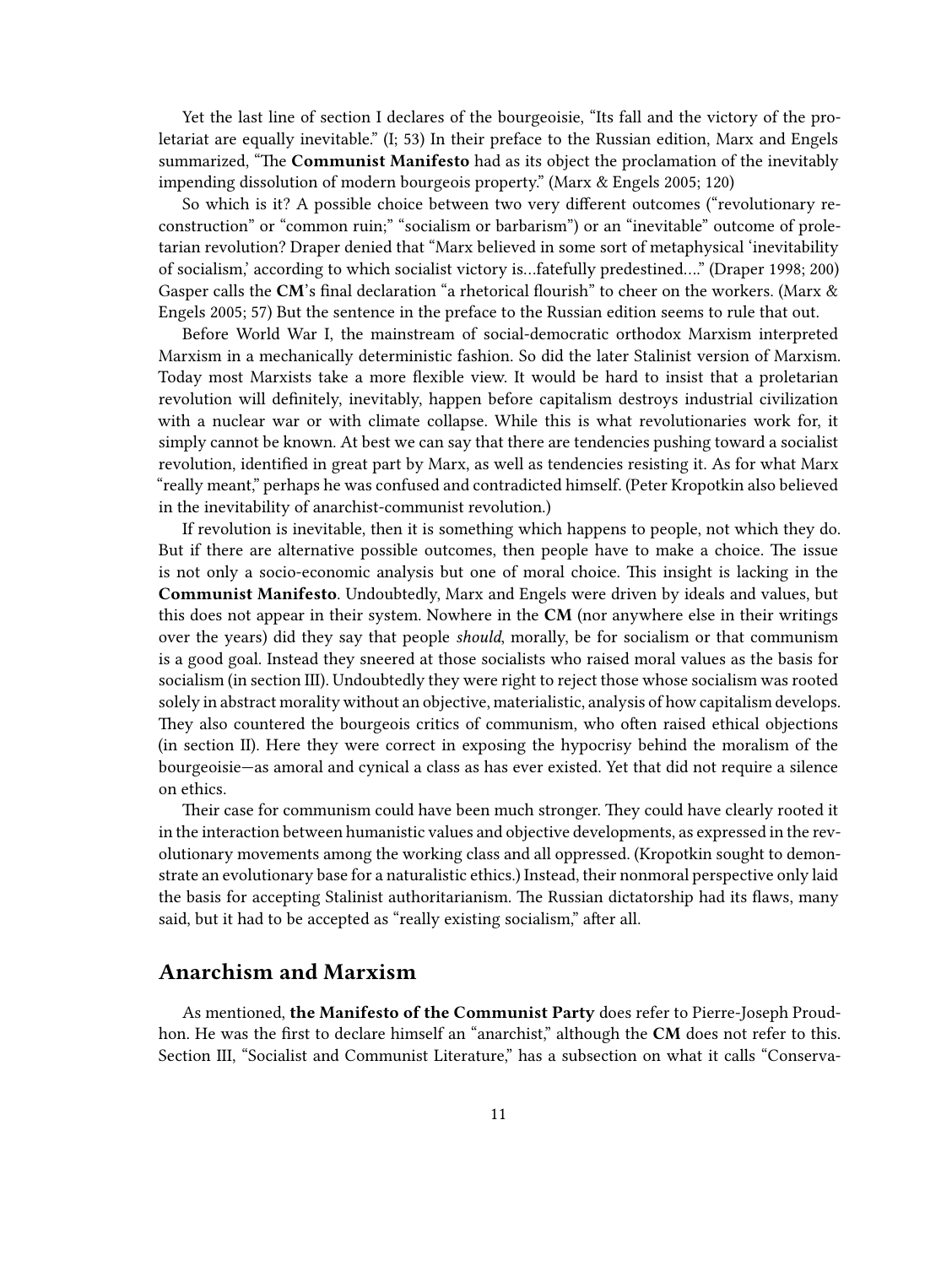Yet the last line of section I declares of the bourgeoisie, "Its fall and the victory of the proletariat are equally inevitable." (I; 53) In their preface to the Russian edition, Marx and Engels summarized, "The **Communist Manifesto** had as its object the proclamation of the inevitably impending dissolution of modern bourgeois property." (Marx & Engels 2005; 120)

So which is it? A possible choice between two very different outcomes ("revolutionary reconstruction" or "common ruin;" "socialism or barbarism") or an "inevitable" outcome of proletarian revolution? Draper denied that "Marx believed in some sort of metaphysical 'inevitability of socialism,' according to which socialist victory is…fatefully predestined…." (Draper 1998; 200) Gasper calls the **CM**'s final declaration "a rhetorical flourish" to cheer on the workers. (Marx & Engels 2005; 57) But the sentence in the preface to the Russian edition seems to rule that out.

Before World War I, the mainstream of social-democratic orthodox Marxism interpreted Marxism in a mechanically deterministic fashion. So did the later Stalinist version of Marxism. Today most Marxists take a more flexible view. It would be hard to insist that a proletarian revolution will definitely, inevitably, happen before capitalism destroys industrial civilization with a nuclear war or with climate collapse. While this is what revolutionaries work for, it simply cannot be known. At best we can say that there are tendencies pushing toward a socialist revolution, identified in great part by Marx, as well as tendencies resisting it. As for what Marx "really meant," perhaps he was confused and contradicted himself. (Peter Kropotkin also believed in the inevitability of anarchist-communist revolution.)

If revolution is inevitable, then it is something which happens to people, not which they do. But if there are alternative possible outcomes, then people have to make a choice. The issue is not only a socio-economic analysis but one of moral choice. This insight is lacking in the **Communist Manifesto**. Undoubtedly, Marx and Engels were driven by ideals and values, but this does not appear in their system. Nowhere in the **CM** (nor anywhere else in their writings over the years) did they say that people *should*, morally, be for socialism or that communism is a good goal. Instead they sneered at those socialists who raised moral values as the basis for socialism (in section III). Undoubtedly they were right to reject those whose socialism was rooted solely in abstract morality without an objective, materialistic, analysis of how capitalism develops. They also countered the bourgeois critics of communism, who often raised ethical objections (in section II). Here they were correct in exposing the hypocrisy behind the moralism of the bourgeoisie—as amoral and cynical a class as has ever existed. Yet that did not require a silence on ethics.

Their case for communism could have been much stronger. They could have clearly rooted it in the interaction between humanistic values and objective developments, as expressed in the revolutionary movements among the working class and all oppressed. (Kropotkin sought to demonstrate an evolutionary base for a naturalistic ethics.) Instead, their nonmoral perspective only laid the basis for accepting Stalinist authoritarianism. The Russian dictatorship had its flaws, many said, but it had to be accepted as "really existing socialism," after all.

## Anarchism and Marxism

As mentioned, **the Manifesto of the Communist Party** does refer to Pierre-Joseph Proudhon. He was the first to declare himself an "anarchist," although the **CM** does not refer to this. Section III, "Socialist and Communist Literature," has a subsection on what it calls "Conserva-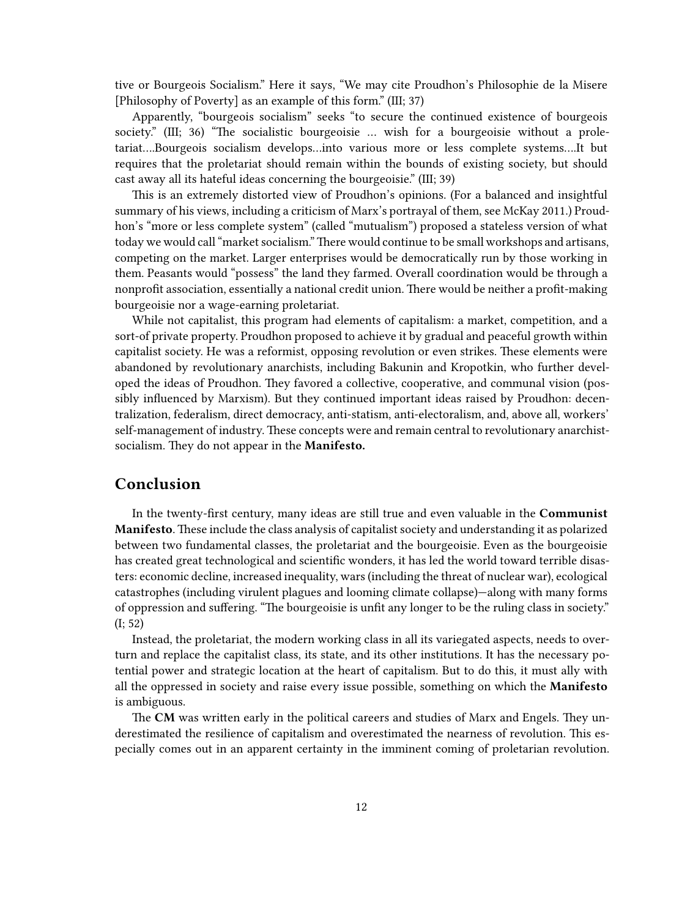tive or Bourgeois Socialism." Here it says, "We may cite Proudhon's Philosophie de la Misere [Philosophy of Poverty] as an example of this form." (III; 37)

Apparently, "bourgeois socialism" seeks "to secure the continued existence of bourgeois society." (III; 36) "The socialistic bourgeoisie … wish for a bourgeoisie without a proletariat….Bourgeois socialism develops…into various more or less complete systems….It but requires that the proletariat should remain within the bounds of existing society, but should cast away all its hateful ideas concerning the bourgeoisie." (III; 39)

This is an extremely distorted view of Proudhon's opinions. (For a balanced and insightful summary of his views, including a criticism of Marx's portrayal of them, see McKay 2011.) Proudhon's "more or less complete system" (called "mutualism") proposed a stateless version of what today we would call "market socialism." There would continue to be small workshops and artisans, competing on the market. Larger enterprises would be democratically run by those working in them. Peasants would "possess" the land they farmed. Overall coordination would be through a nonprofit association, essentially a national credit union. There would be neither a profit-making bourgeoisie nor a wage-earning proletariat.

While not capitalist, this program had elements of capitalism: a market, competition, and a sort-of private property. Proudhon proposed to achieve it by gradual and peaceful growth within capitalist society. He was a reformist, opposing revolution or even strikes. These elements were abandoned by revolutionary anarchists, including Bakunin and Kropotkin, who further developed the ideas of Proudhon. They favored a collective, cooperative, and communal vision (possibly influenced by Marxism). But they continued important ideas raised by Proudhon: decentralization, federalism, direct democracy, anti-statism, anti-electoralism, and, above all, workers' self-management of industry. These concepts were and remain central to revolutionary anarchist-socialism. They do not appear in the **Manifesto.**

## Conclusion

In the twenty-first century, many ideas are still true and even valuable in the **Communist Manifesto**. These include the class analysis of capitalist society and understanding it as polarized between two fundamental classes, the proletariat and the bourgeoisie. Even as the bourgeoisie has created great technological and scientific wonders, it has led the world toward terrible disasters: economic decline, increased inequality, wars (including the threat of nuclear war), ecological catastrophes (including virulent plagues and looming climate collapse)—along with many forms of oppression and suffering. "The bourgeoisie is unfit any longer to be the ruling class in society." (I; 52)

Instead, the proletariat, the modern working class in all its variegated aspects, needs to overturn and replace the capitalist class, its state, and its other institutions. It has the necessary potential power and strategic location at the heart of capitalism. But to do this, it must ally with all the oppressed in society and raise every issue possible, something on which the **Manifesto** is ambiguous.

The **CM** was written early in the political careers and studies of Marx and Engels. They underestimated the resilience of capitalism and overestimated the nearness of revolution. This especially comes out in an apparent certainty in the imminent coming of proletarian revolution.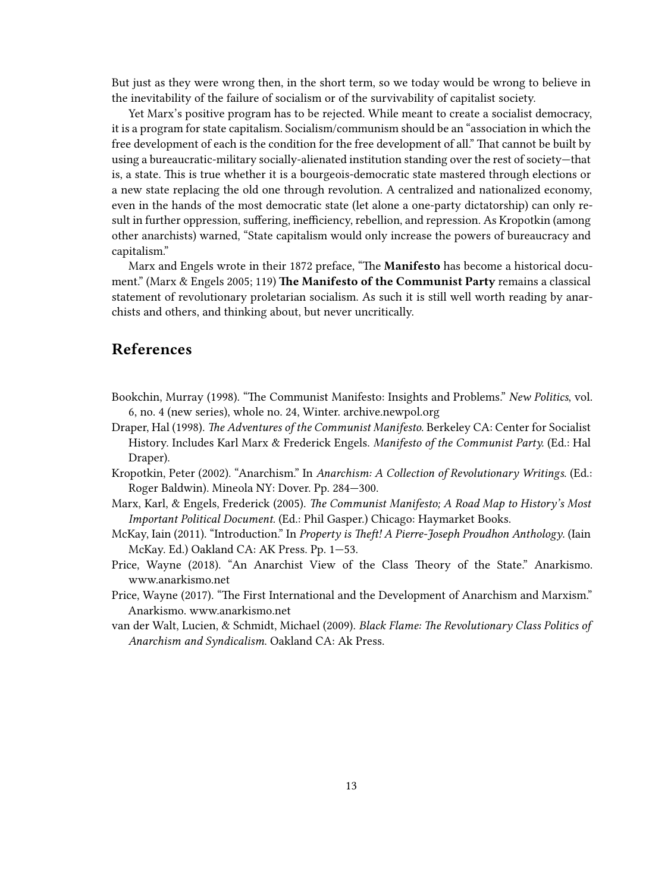But just as they were wrong then, in the short term, so we today would be wrong to believe in the inevitability of the failure of socialism or of the survivability of capitalist society.

Yet Marx's positive program has to be rejected. While meant to create a socialist democracy, it is a program for state capitalism. Socialism/communism should be an "association in which the free development of each is the condition for the free development of all." That cannot be built by using a bureaucratic-military socially-alienated institution standing over the rest of society—that is, a state. This is true whether it is a bourgeois-democratic state mastered through elections or a new state replacing the old one through revolution. A centralized and nationalized economy, even in the hands of the most democratic state (let alone a one-party dictatorship) can only result in further oppression, suffering, inefficiency, rebellion, and repression. As Kropotkin (among other anarchists) warned, "State capitalism would only increase the powers of bureaucracy and capitalism."

Marx and Engels wrote in their 1872 preface, "The **Manifesto** has become a historical document." (Marx & Engels 2005; 119) **The Manifesto of the Communist Party** remains a classical statement of revolutionary proletarian socialism. As such it is still well worth reading by anarchists and others, and thinking about, but never uncritically.

## References

Bookchin, Murray (1998). "The Communist Manifesto: Insights and Problems." *New Politics*, vol. 6, no. 4 (new series), whole no. 24, Winter. archive.newpol.org

Draper, Hal (1998). *The Adventures of the Communist Manifesto.* Berkeley CA: Center for Socialist History. Includes Karl Marx & Frederick Engels. *Manifesto of the Communist Party.* (Ed.: Hal Draper).

Kropotkin, Peter (2002). "Anarchism." In *Anarchism: A Collection of Revolutionary Writings.* (Ed.: Roger Baldwin). Mineola NY: Dover. Pp. 284—300.

Marx, Karl, & Engels, Frederick (2005). *The Communist Manifesto; A Road Map to History's Most Important Political Document.* (Ed.: Phil Gasper.) Chicago: Haymarket Books.

McKay, Iain (2011). "Introduction." In *Property is Theft! A Pierre-Joseph Proudhon Anthology.* (Iain McKay. Ed.) Oakland CA: AK Press. Pp. 1—53.

Price, Wayne (2018). "An Anarchist View of the Class Theory of the State." Anarkismo. www.anarkismo.net

Price, Wayne (2017). "The First International and the Development of Anarchism and Marxism." Anarkismo. www.anarkismo.net

van der Walt, Lucien, & Schmidt, Michael (2009). *Black Flame: The Revolutionary Class Politics of Anarchism and Syndicalism.* Oakland CA: Ak Press.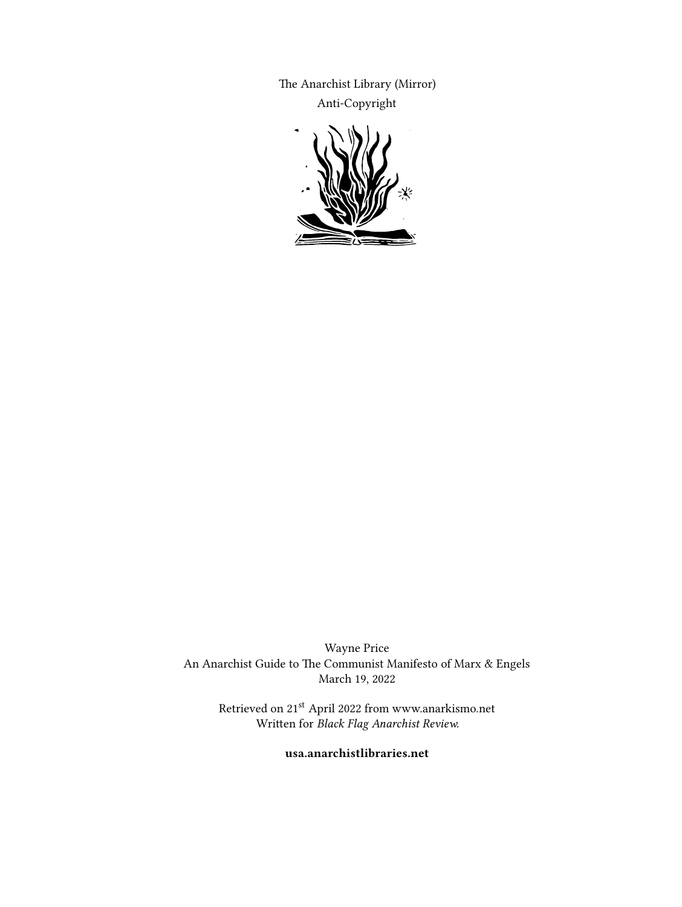The Anarchist Library (Mirror)
Anti-Copyright

Wayne Price
An Anarchist Guide to The Communist Manifesto of Marx & Engels
March 19, 2022

Retrieved on 21st April 2022 from www.anarkismo.net
Written for *Black Flag Anarchist Review.*

**usa.anarchistlibraries.net**